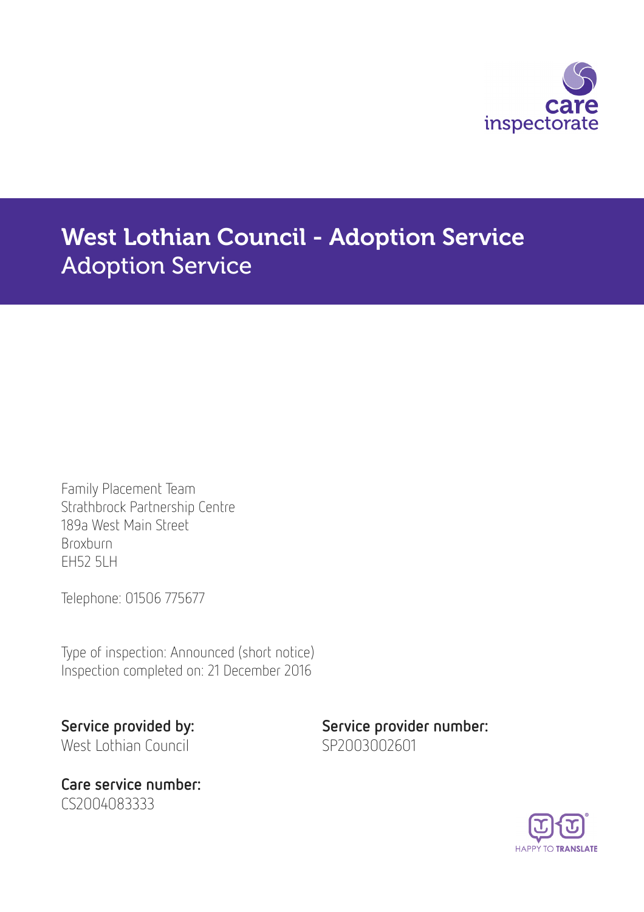# West Lothian Council - Adoption Service
## Adoption Service

Family Placement Team
Strathbrock Partnership Centre
189a West Main Street
Broxburn
EH52 5LH

Telephone: 01506 775677

Type of inspection: Announced (short notice)
Inspection completed on: 21 December 2016

**Service provided by:**
West Lothian Council

**Service provider number:**
SP2003002601

**Care service number:**
CS2004083333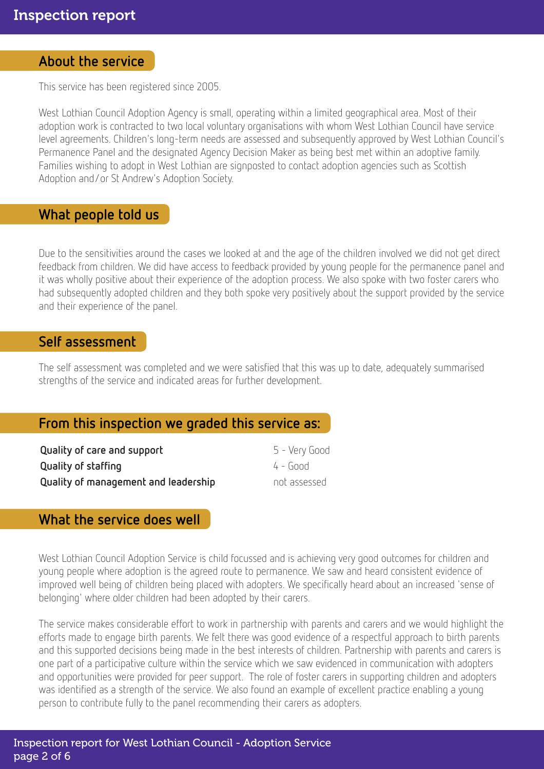## About the service

This service has been registered since 2005.

West Lothian Council Adoption Agency is small, operating within a limited geographical area. Most of their adoption work is contracted to two local voluntary organisations with whom West Lothian Council have service level agreements. Children's long-term needs are assessed and subsequently approved by West Lothian Council's Permanence Panel and the designated Agency Decision Maker as being best met within an adoptive family. Families wishing to adopt in West Lothian are signposted to contact adoption agencies such as Scottish Adoption and/or St Andrew's Adoption Society.

## What people told us

Due to the sensitivities around the cases we looked at and the age of the children involved we did not get direct feedback from children. We did have access to feedback provided by young people for the permanence panel and it was wholly positive about their experience of the adoption process. We also spoke with two foster carers who had subsequently adopted children and they both spoke very positively about the support provided by the service and their experience of the panel.

## Self assessment

The self assessment was completed and we were satisfied that this was up to date, adequately summarised strengths of the service and indicated areas for further development.

## From this inspection we graded this service as:

| | |
|---|---|
| **Quality of care and support** | 5 - Very Good |
| **Quality of staffing** | 4 - Good |
| **Quality of management and leadership** | not assessed |

## What the service does well

West Lothian Council Adoption Service is child focussed and is achieving very good outcomes for children and young people where adoption is the agreed route to permanence. We saw and heard consistent evidence of improved well being of children being placed with adopters. We specifically heard about an increased 'sense of belonging' where older children had been adopted by their carers.

The service makes considerable effort to work in partnership with parents and carers and we would highlight the efforts made to engage birth parents. We felt there was good evidence of a respectful approach to birth parents and this supported decisions being made in the best interests of children. Partnership with parents and carers is one part of a participative culture within the service which we saw evidenced in communication with adopters and opportunities were provided for peer support. The role of foster carers in supporting children and adopters was identified as a strength of the service. We also found an example of excellent practice enabling a young person to contribute fully to the panel recommending their carers as adopters.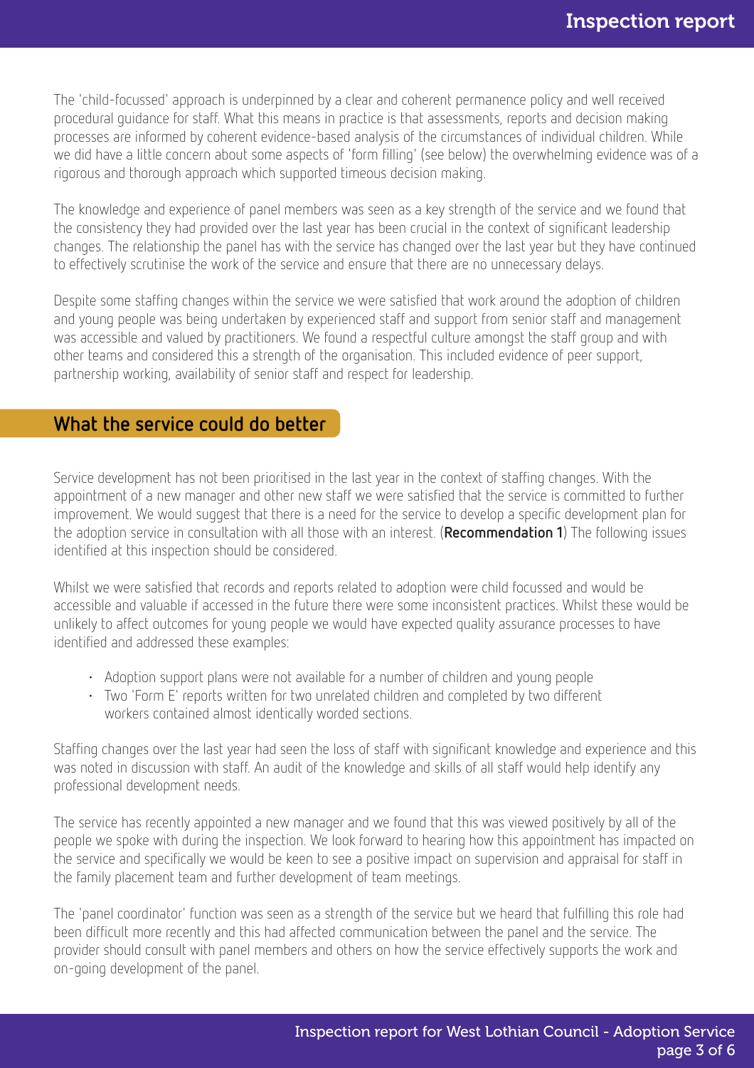The 'child-focussed' approach is underpinned by a clear and coherent permanence policy and well received procedural guidance for staff. What this means in practice is that assessments, reports and decision making processes are informed by coherent evidence-based analysis of the circumstances of individual children. While we did have a little concern about some aspects of 'form filling' (see below) the overwhelming evidence was of a rigorous and thorough approach which supported timeous decision making.

The knowledge and experience of panel members was seen as a key strength of the service and we found that the consistency they had provided over the last year has been crucial in the context of significant leadership changes. The relationship the panel has with the service has changed over the last year but they have continued to effectively scrutinise the work of the service and ensure that there are no unnecessary delays.

Despite some staffing changes within the service we were satisfied that work around the adoption of children and young people was being undertaken by experienced staff and support from senior staff and management was accessible and valued by practitioners. We found a respectful culture amongst the staff group and with other teams and considered this a strength of the organisation. This included evidence of peer support, partnership working, availability of senior staff and respect for leadership.

## What the service could do better

Service development has not been prioritised in the last year in the context of staffing changes. With the appointment of a new manager and other new staff we were satisfied that the service is committed to further improvement. We would suggest that there is a need for the service to develop a specific development plan for the adoption service in consultation with all those with an interest. (**Recommendation 1**) The following issues identified at this inspection should be considered.

Whilst we were satisfied that records and reports related to adoption were child focussed and would be accessible and valuable if accessed in the future there were some inconsistent practices. Whilst these would be unlikely to affect outcomes for young people we would have expected quality assurance processes to have identified and addressed these examples:

- Adoption support plans were not available for a number of children and young people
- Two 'Form E' reports written for two unrelated children and completed by two different workers contained almost identically worded sections.

Staffing changes over the last year had seen the loss of staff with significant knowledge and experience and this was noted in discussion with staff. An audit of the knowledge and skills of all staff would help identify any professional development needs.

The service has recently appointed a new manager and we found that this was viewed positively by all of the people we spoke with during the inspection. We look forward to hearing how this appointment has impacted on the service and specifically we would be keen to see a positive impact on supervision and appraisal for staff in the family placement team and further development of team meetings.

The 'panel coordinator' function was seen as a strength of the service but we heard that fulfilling this role had been difficult more recently and this had affected communication between the panel and the service. The provider should consult with panel members and others on how the service effectively supports the work and on-going development of the panel.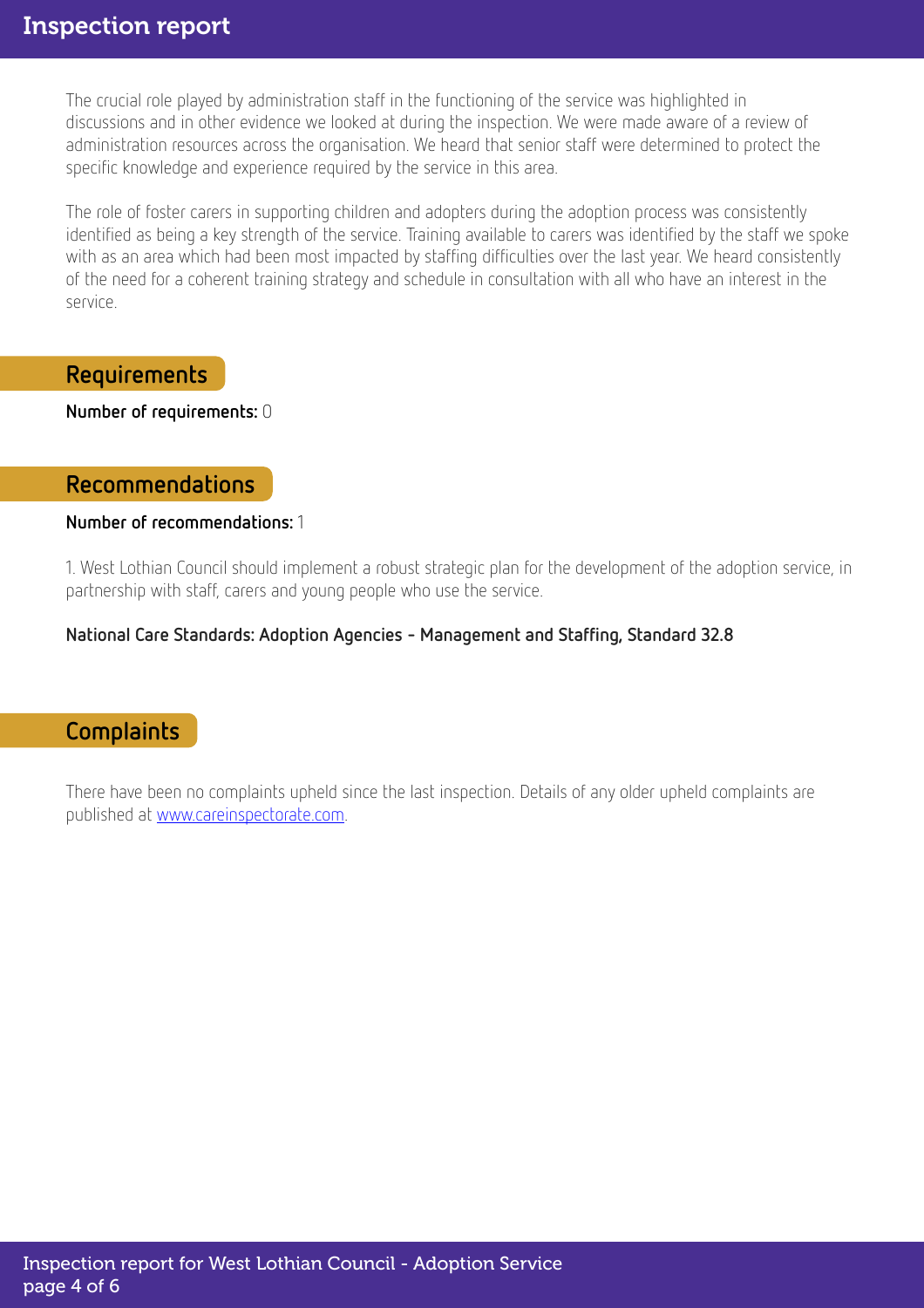The crucial role played by administration staff in the functioning of the service was highlighted in discussions and in other evidence we looked at during the inspection. We were made aware of a review of administration resources across the organisation. We heard that senior staff were determined to protect the specific knowledge and experience required by the service in this area.

The role of foster carers in supporting children and adopters during the adoption process was consistently identified as being a key strength of the service. Training available to carers was identified by the staff we spoke with as an area which had been most impacted by staffing difficulties over the last year. We heard consistently of the need for a coherent training strategy and schedule in consultation with all who have an interest in the service.

## Requirements

**Number of requirements:** 0

## Recommendations

**Number of recommendations:** 1

1. West Lothian Council should implement a robust strategic plan for the development of the adoption service, in partnership with staff, carers and young people who use the service.

**National Care Standards: Adoption Agencies - Management and Staffing, Standard 32.8**

## Complaints

There have been no complaints upheld since the last inspection. Details of any older upheld complaints are published at [www.careinspectorate.com](www.careinspectorate.com).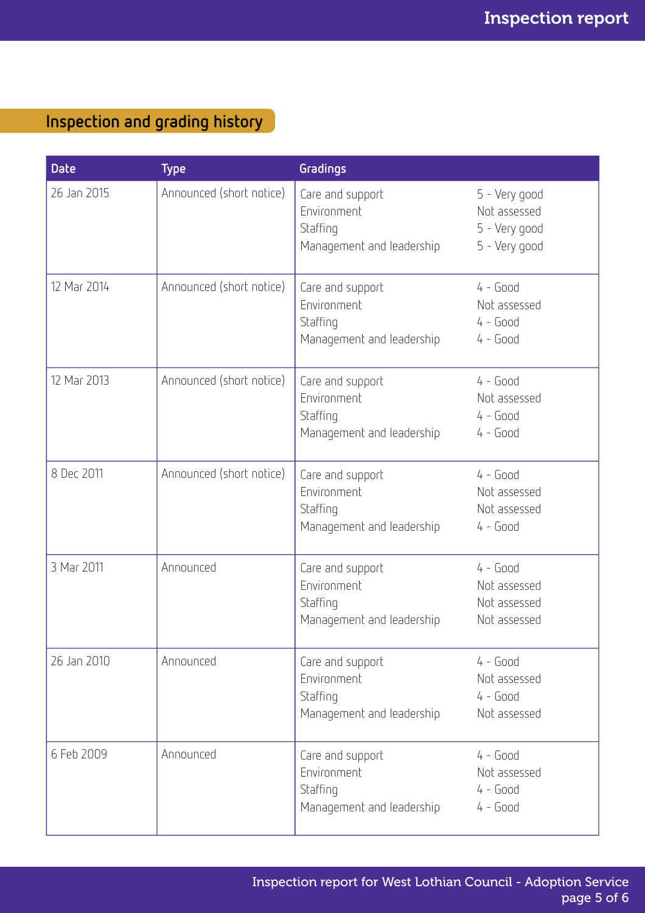## Inspection and grading history

| Date | Type | Gradings | |
|---|---|---|---|
| 26 Jan 2015 | Announced (short notice) | Care and support<br>Environment<br>Staffing<br>Management and leadership | 5 - Very good<br>Not assessed<br>5 - Very good<br>5 - Very good |
| 12 Mar 2014 | Announced (short notice) | Care and support<br>Environment<br>Staffing<br>Management and leadership | 4 - Good<br>Not assessed<br>4 - Good<br>4 - Good |
| 12 Mar 2013 | Announced (short notice) | Care and support<br>Environment<br>Staffing<br>Management and leadership | 4 - Good<br>Not assessed<br>4 - Good<br>4 - Good |
| 8 Dec 2011 | Announced (short notice) | Care and support<br>Environment<br>Staffing<br>Management and leadership | 4 - Good<br>Not assessed<br>Not assessed<br>4 - Good |
| 3 Mar 2011 | Announced | Care and support<br>Environment<br>Staffing<br>Management and leadership | 4 - Good<br>Not assessed<br>Not assessed<br>Not assessed |
| 26 Jan 2010 | Announced | Care and support<br>Environment<br>Staffing<br>Management and leadership | 4 - Good<br>Not assessed<br>4 - Good<br>Not assessed |
| 6 Feb 2009 | Announced | Care and support<br>Environment<br>Staffing<br>Management and leadership | 4 - Good<br>Not assessed<br>4 - Good<br>4 - Good |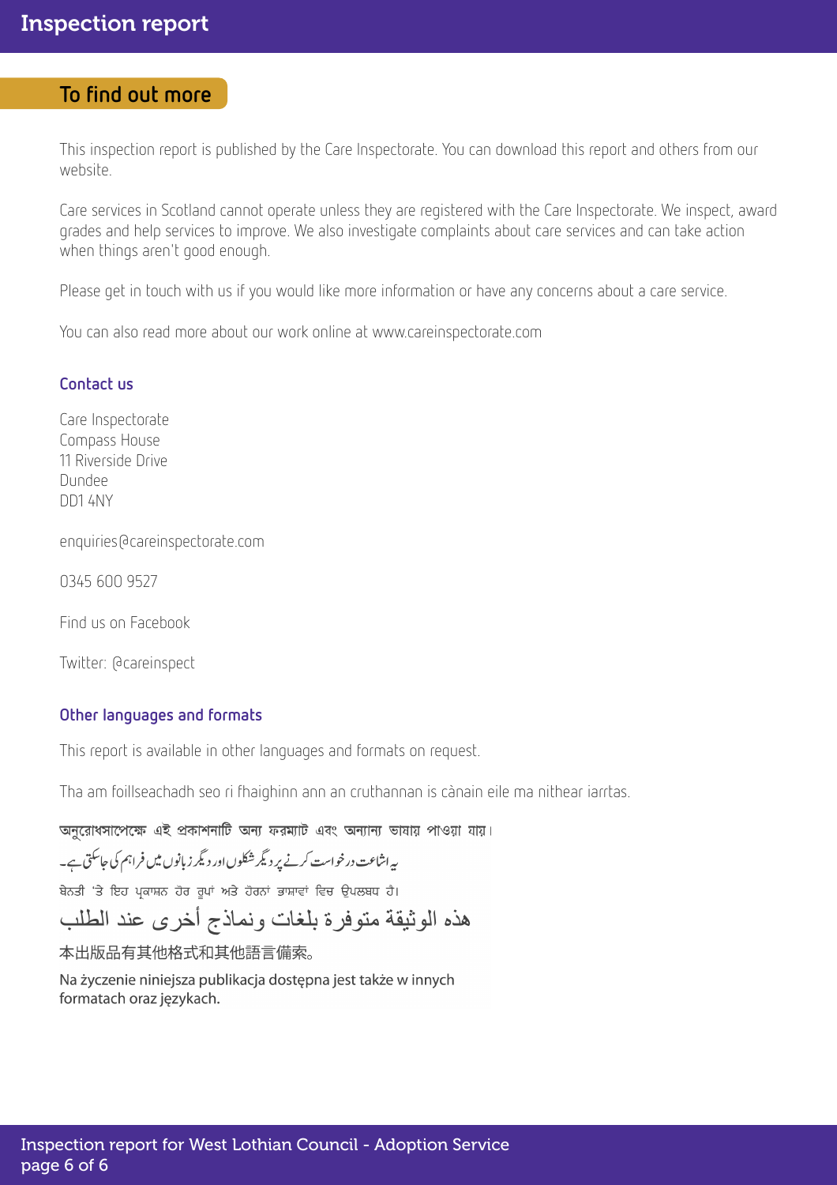## To find out more

This inspection report is published by the Care Inspectorate. You can download this report and others from our website.

Care services in Scotland cannot operate unless they are registered with the Care Inspectorate. We inspect, award grades and help services to improve. We also investigate complaints about care services and can take action when things aren't good enough.

Please get in touch with us if you would like more information or have any concerns about a care service.

You can also read more about our work online at www.careinspectorate.com

### Contact us

Care Inspectorate
Compass House
11 Riverside Drive
Dundee
DD1 4NY

enquiries@careinspectorate.com

0345 600 9527

Find us on Facebook

Twitter: @careinspect

### Other languages and formats

This report is available in other languages and formats on request.

Tha am foillseachadh seo ri fhaighinn ann an cruthannan is cànain eile ma nithear iarrtas.

অনুরোধসাপেক্ষে এই প্রকাশনাটি অন্য ফরম্যাট এবং অন্যান্য ভাষায় পাওয়া যায়।

یہ اشاعت درخواست کرنے پر دیگر شکلوں اور دیگر زبانوں میں فراہم کی جاسکتی ہے۔

ਬੇਨਤੀ 'ਤੇ ਇਹ ਪ੍ਰਕਾਸ਼ਨ ਹੋਰ ਰੂਪਾਂ ਅਤੇ ਹੋਰਨਾਂ ਭਾਸ਼ਾਵਾਂ ਵਿਚ ਉਪਲਬਧ ਹੈ।

هذه الوثيقة متوفرة بلغات ونماذج أخرى عند الطلب

本出版品有其他格式和其他語言備索。

Na życzenie niniejsza publikacja dostępna jest także w innych formatach oraz językach.